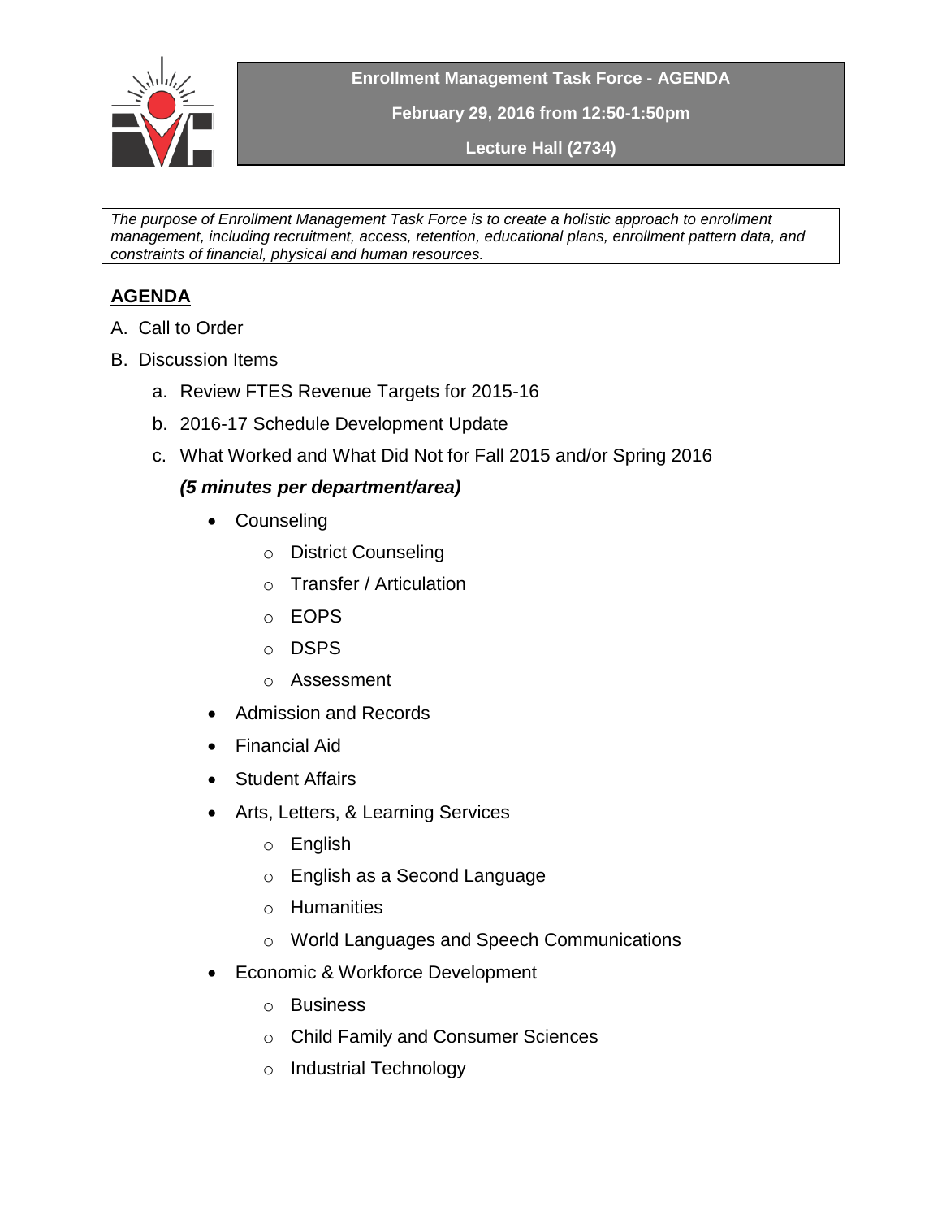**Enrollment Management Task Force - AGENDA**

**February 29, 2016 from 12:50-1:50pm**

**Lecture Hall (2734)**

*The purpose of Enrollment Management Task Force is to create a holistic approach to enrollment management, including recruitment, access, retention, educational plans, enrollment pattern data, and constraints of financial, physical and human resources.*

## AGENDA

A. Call to Order

B. Discussion Items

   a. Review FTES Revenue Targets for 2015-16

   b. 2016-17 Schedule Development Update

   c. What Worked and What Did Not for Fall 2015 and/or Spring 2016

   ***(5 minutes per department/area)***

   - Counseling
     - District Counseling
     - Transfer / Articulation
     - EOPS
     - DSPS
     - Assessment
   - Admission and Records
   - Financial Aid
   - Student Affairs
   - Arts, Letters, & Learning Services
     - English
     - English as a Second Language
     - Humanities
     - World Languages and Speech Communications
   - Economic & Workforce Development
     - Business
     - Child Family and Consumer Sciences
     - Industrial Technology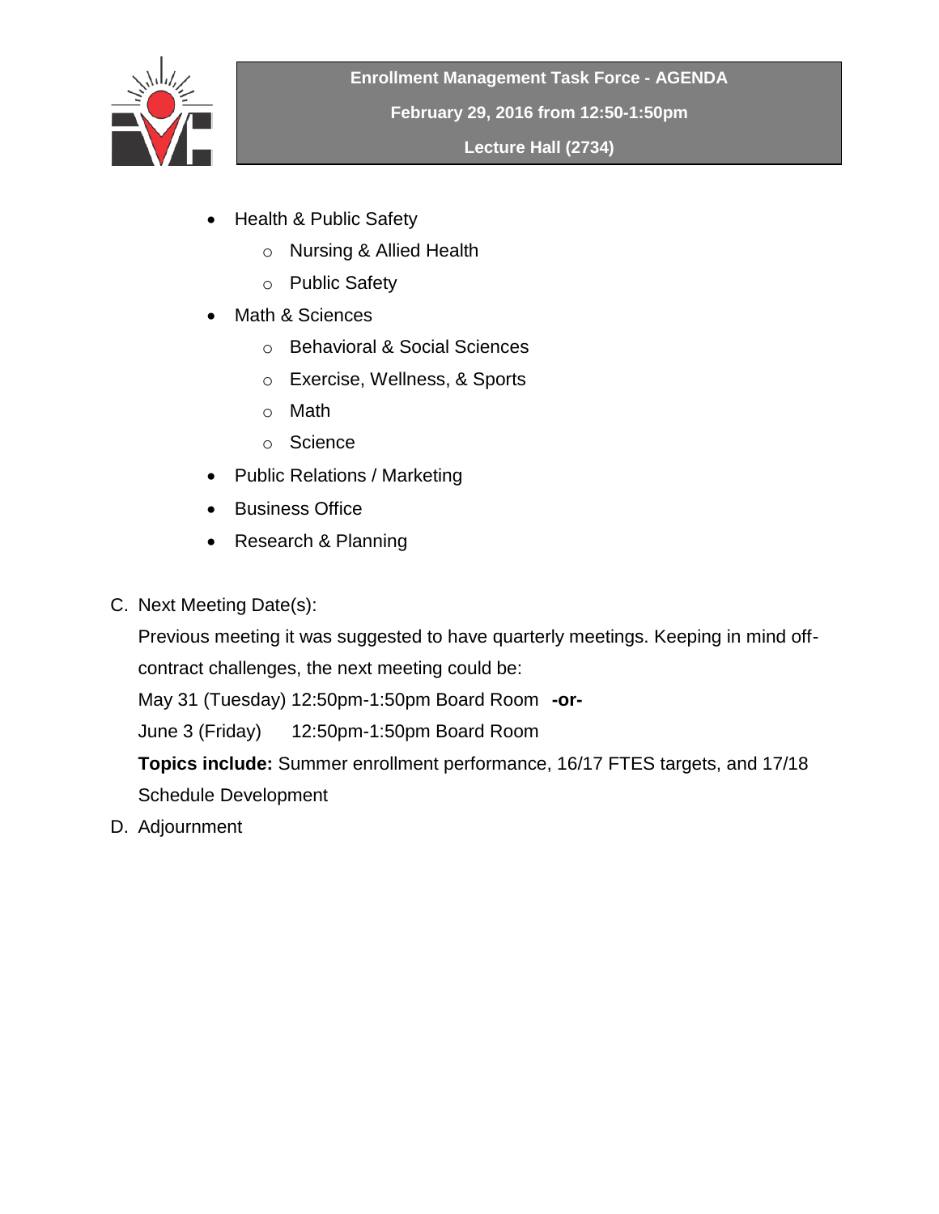**Enrollment Management Task Force - AGENDA**

**February 29, 2016 from 12:50-1:50pm**

**Lecture Hall (2734)**

- Health & Public Safety
  - Nursing & Allied Health
  - Public Safety
- Math & Sciences
  - Behavioral & Social Sciences
  - Exercise, Wellness, & Sports
  - Math
  - Science
- Public Relations / Marketing
- Business Office
- Research & Planning

C. Next Meeting Date(s):

Previous meeting it was suggested to have quarterly meetings. Keeping in mind off-contract challenges, the next meeting could be:

May 31 (Tuesday) 12:50pm-1:50pm Board Room **-or-**

June 3 (Friday) 12:50pm-1:50pm Board Room

**Topics include:** Summer enrollment performance, 16/17 FTES targets, and 17/18 Schedule Development

D. Adjournment